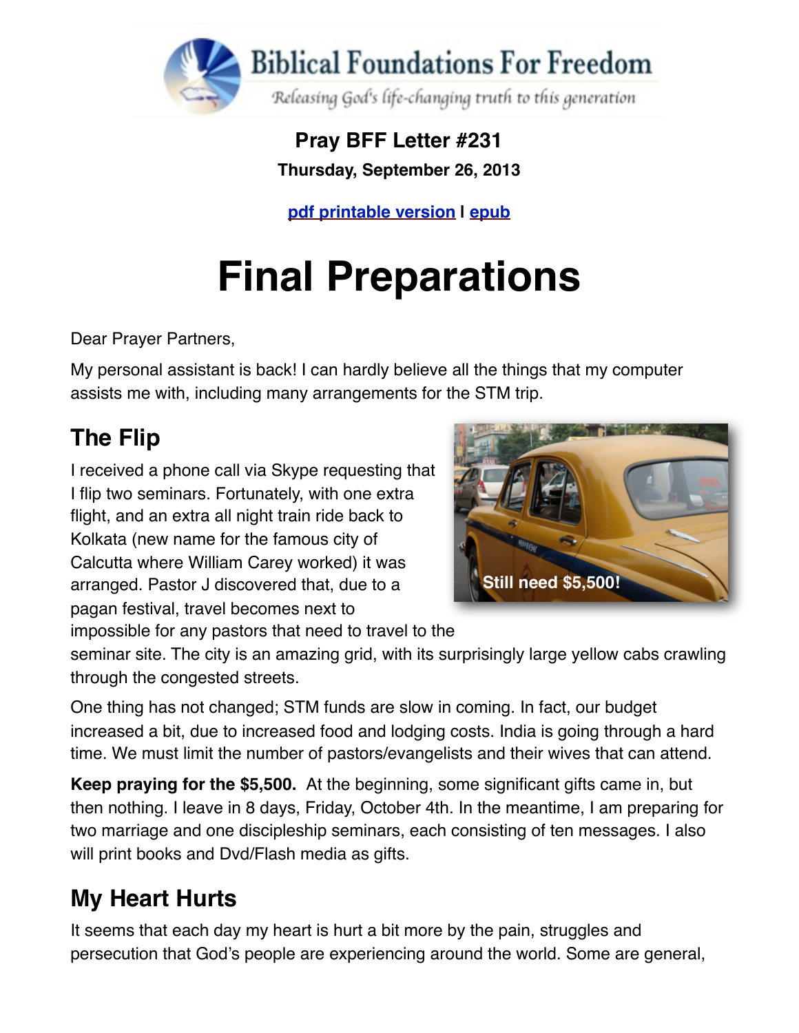Biblical Foundations For Freedom

*Releasing God's life-changing truth to this generation*

**Pray BFF Letter #231**

**Thursday, September 26, 2013**

pdf printable version | epub

# Final Preparations

Dear Prayer Partners,

My personal assistant is back! I can hardly believe all the things that my computer assists me with, including many arrangements for the STM trip.

## The Flip

I received a phone call via Skype requesting that I flip two seminars. Fortunately, with one extra flight, and an extra all night train ride back to Kolkata (new name for the famous city of Calcutta where William Carey worked) it was arranged. Pastor J discovered that, due to a pagan festival, travel becomes next to impossible for any pastors that need to travel to the seminar site. The city is an amazing grid, with its surprisingly large yellow cabs crawling through the congested streets.

Still need $5,500!

One thing has not changed; STM funds are slow in coming. In fact, our budget increased a bit, due to increased food and lodging costs. India is going through a hard time. We must limit the number of pastors/evangelists and their wives that can attend.

**Keep praying for the $5,500.** At the beginning, some significant gifts came in, but then nothing. I leave in 8 days, Friday, October 4th. In the meantime, I am preparing for two marriage and one discipleship seminars, each consisting of ten messages. I also will print books and Dvd/Flash media as gifts.

## My Heart Hurts

It seems that each day my heart is hurt a bit more by the pain, struggles and persecution that God's people are experiencing around the world. Some are general,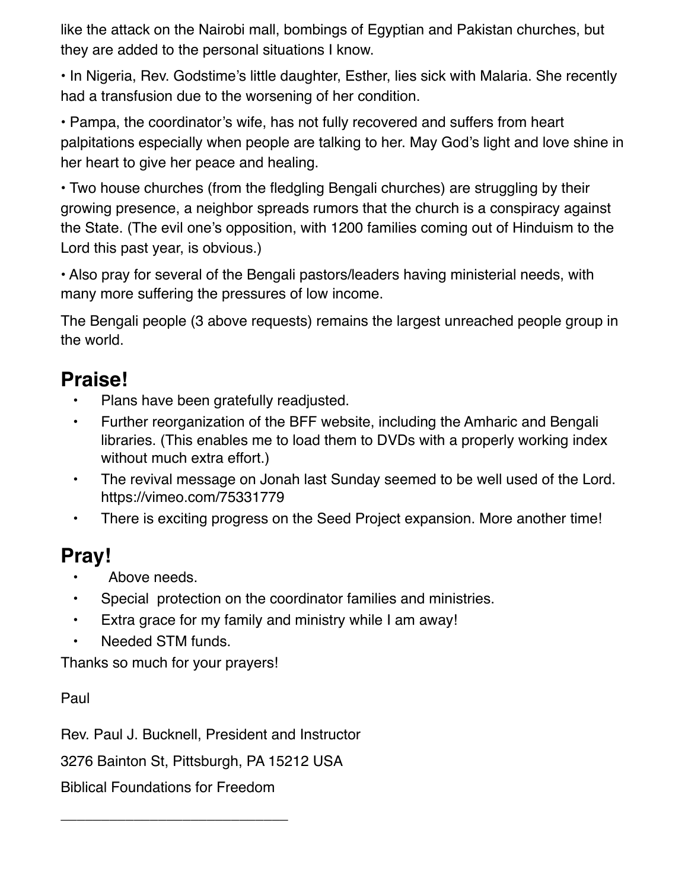like the attack on the Nairobi mall, bombings of Egyptian and Pakistan churches, but they are added to the personal situations I know.

• In Nigeria, Rev. Godstime's little daughter, Esther, lies sick with Malaria. She recently had a transfusion due to the worsening of her condition.

• Pampa, the coordinator's wife, has not fully recovered and suffers from heart palpitations especially when people are talking to her. May God's light and love shine in her heart to give her peace and healing.

• Two house churches (from the fledgling Bengali churches) are struggling by their growing presence, a neighbor spreads rumors that the church is a conspiracy against the State. (The evil one's opposition, with 1200 families coming out of Hinduism to the Lord this past year, is obvious.)

• Also pray for several of the Bengali pastors/leaders having ministerial needs, with many more suffering the pressures of low income.

The Bengali people (3 above requests) remains the largest unreached people group in the world.

## Praise!

- Plans have been gratefully readjusted.
- Further reorganization of the BFF website, including the Amharic and Bengali libraries. (This enables me to load them to DVDs with a properly working index without much extra effort.)
- The revival message on Jonah last Sunday seemed to be well used of the Lord. https://vimeo.com/75331779
- There is exciting progress on the Seed Project expansion. More another time!

## Pray!

- Above needs.
- Special protection on the coordinator families and ministries.
- Extra grace for my family and ministry while I am away!
- Needed STM funds.

Thanks so much for your prayers!

Paul

Rev. Paul J. Bucknell, President and Instructor

3276 Bainton St, Pittsburgh, PA 15212 USA

Biblical Foundations for Freedom

______________________________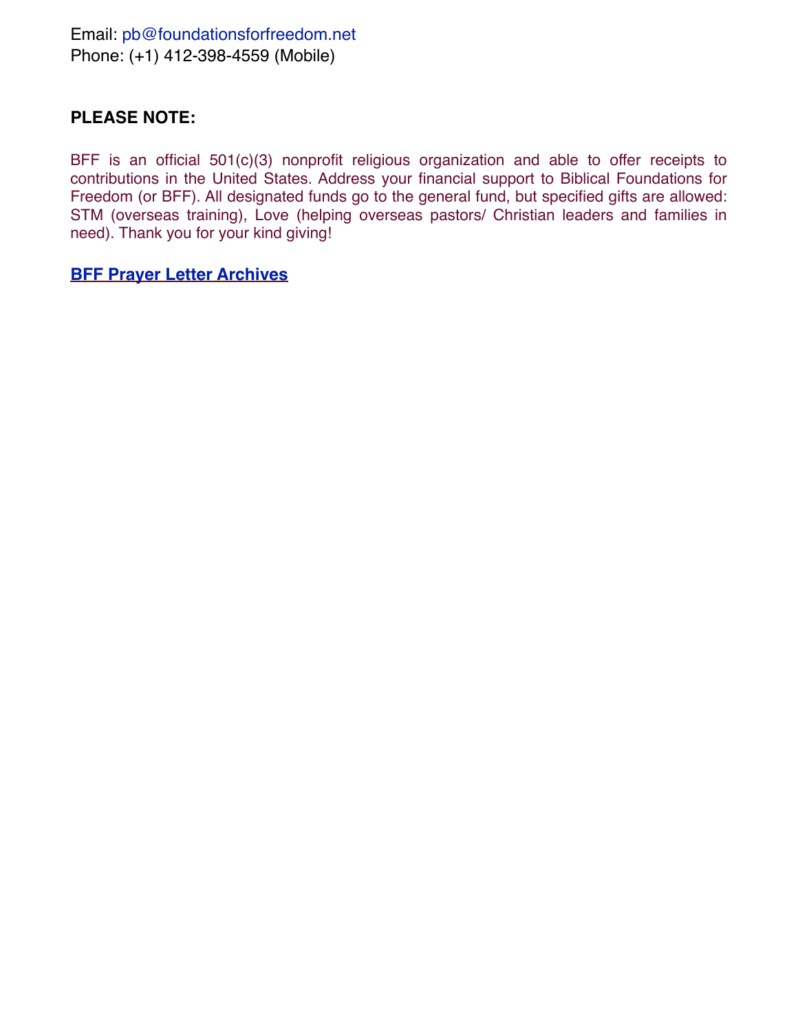Email: pb@foundationsforfreedom.net
Phone: (+1) 412-398-4559 (Mobile)

**PLEASE NOTE:**

BFF is an official 501(c)(3) nonprofit religious organization and able to offer receipts to contributions in the United States. Address your financial support to Biblical Foundations for Freedom (or BFF). All designated funds go to the general fund, but specified gifts are allowed: STM (overseas training), Love (helping overseas pastors/ Christian leaders and families in need). Thank you for your kind giving!

**BFF Prayer Letter Archives**